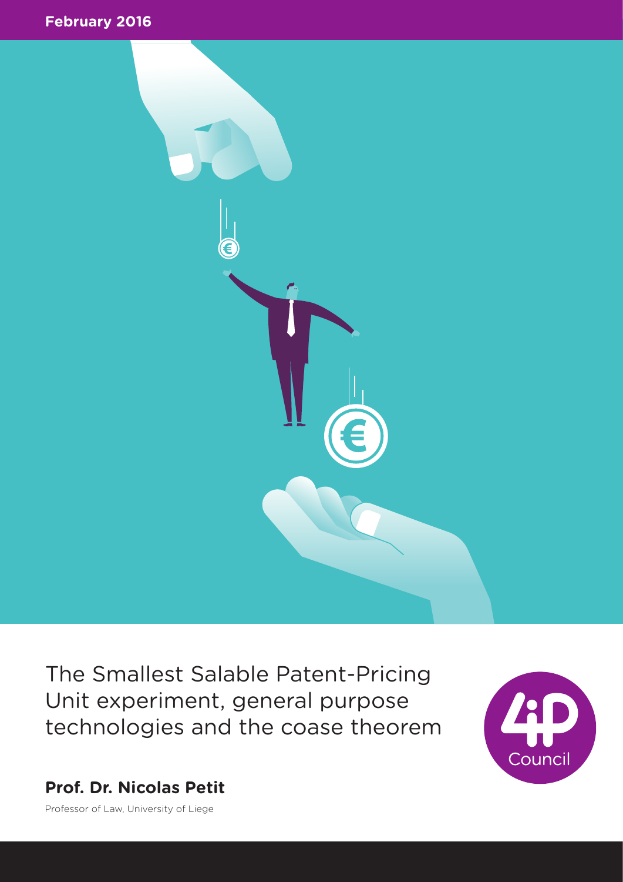February 2016

# The Smallest Salable Patent-Pricing Unit experiment, general purpose technologies and the coase theorem

**Prof. Dr. Nicolas Petit**

Professor of Law, University of Liege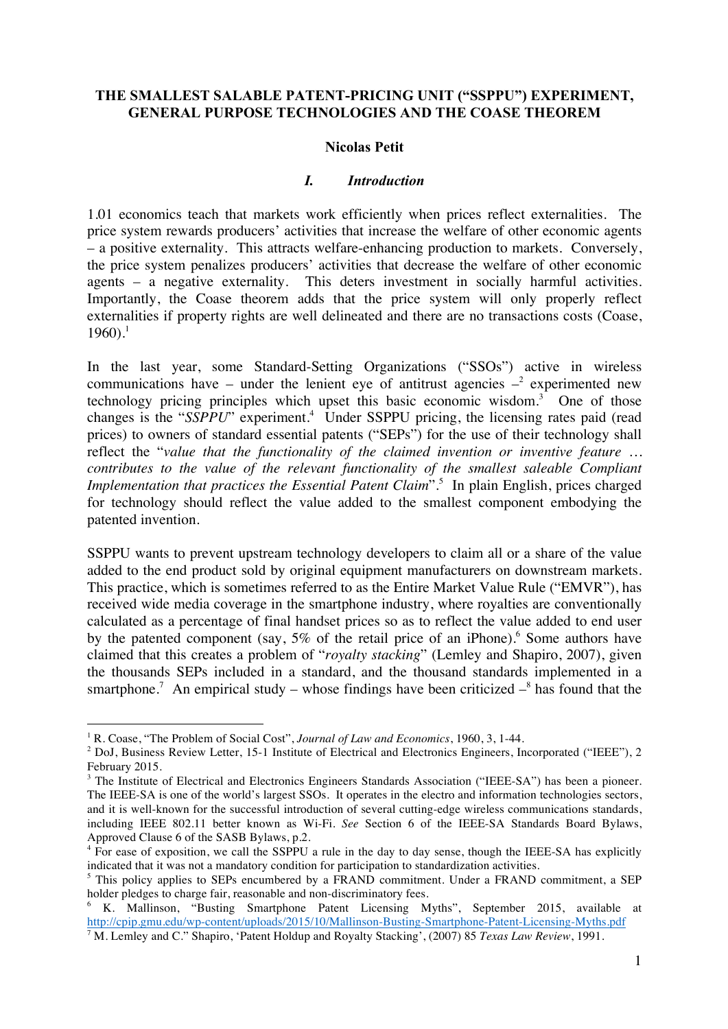# THE SMALLEST SALABLE PATENT-PRICING UNIT ("SSPPU") EXPERIMENT, GENERAL PURPOSE TECHNOLOGIES AND THE COASE THEOREM

**Nicolas Petit**

## *I. Introduction*

1.01 economics teach that markets work efficiently when prices reflect externalities. The price system rewards producers' activities that increase the welfare of other economic agents – a positive externality. This attracts welfare-enhancing production to markets. Conversely, the price system penalizes producers' activities that decrease the welfare of other economic agents – a negative externality. This deters investment in socially harmful activities. Importantly, the Coase theorem adds that the price system will only properly reflect externalities if property rights are well delineated and there are no transactions costs (Coase, 1960).[1]

In the last year, some Standard-Setting Organizations ("SSOs") active in wireless communications have – under the lenient eye of antitrust agencies –[2] experimented new technology pricing principles which upset this basic economic wisdom.[3] One of those changes is the "*SSPPU*" experiment.[4] Under SSPPU pricing, the licensing rates paid (read prices) to owners of standard essential patents ("SEPs") for the use of their technology shall reflect the "*value that the functionality of the claimed invention or inventive feature … contributes to the value of the relevant functionality of the smallest saleable Compliant Implementation that practices the Essential Patent Claim*".[5] In plain English, prices charged for technology should reflect the value added to the smallest component embodying the patented invention.

SSPPU wants to prevent upstream technology developers to claim all or a share of the value added to the end product sold by original equipment manufacturers on downstream markets. This practice, which is sometimes referred to as the Entire Market Value Rule ("EMVR"), has received wide media coverage in the smartphone industry, where royalties are conventionally calculated as a percentage of final handset prices so as to reflect the value added to end user by the patented component (say, 5% of the retail price of an iPhone).[6] Some authors have claimed that this creates a problem of "*royalty stacking*" (Lemley and Shapiro, 2007), given the thousands SEPs included in a standard, and the thousand standards implemented in a smartphone.[7] An empirical study – whose findings have been criticized –[8] has found that the

---

[1] R. Coase, "The Problem of Social Cost", *Journal of Law and Economics*, 1960, 3, 1-44.

[2] DoJ, Business Review Letter, 15-1 Institute of Electrical and Electronics Engineers, Incorporated ("IEEE"), 2 February 2015.

[3] The Institute of Electrical and Electronics Engineers Standards Association ("IEEE-SA") has been a pioneer. The IEEE-SA is one of the world's largest SSOs. It operates in the electro and information technologies sectors, and it is well-known for the successful introduction of several cutting-edge wireless communications standards, including IEEE 802.11 better known as Wi-Fi. *See* Section 6 of the IEEE-SA Standards Board Bylaws, Approved Clause 6 of the SASB Bylaws, p.2.

[4] For ease of exposition, we call the SSPPU a rule in the day to day sense, though the IEEE-SA has explicitly indicated that it was not a mandatory condition for participation to standardization activities.

[5] This policy applies to SEPs encumbered by a FRAND commitment. Under a FRAND commitment, a SEP holder pledges to charge fair, reasonable and non-discriminatory fees.

[6] K. Mallinson, "Busting Smartphone Patent Licensing Myths", September 2015, available at http://cpip.gmu.edu/wp-content/uploads/2015/10/Mallinson-Busting-Smartphone-Patent-Licensing-Myths.pdf

[7] M. Lemley and C." Shapiro, 'Patent Holdup and Royalty Stacking', (2007) 85 *Texas Law Review*, 1991.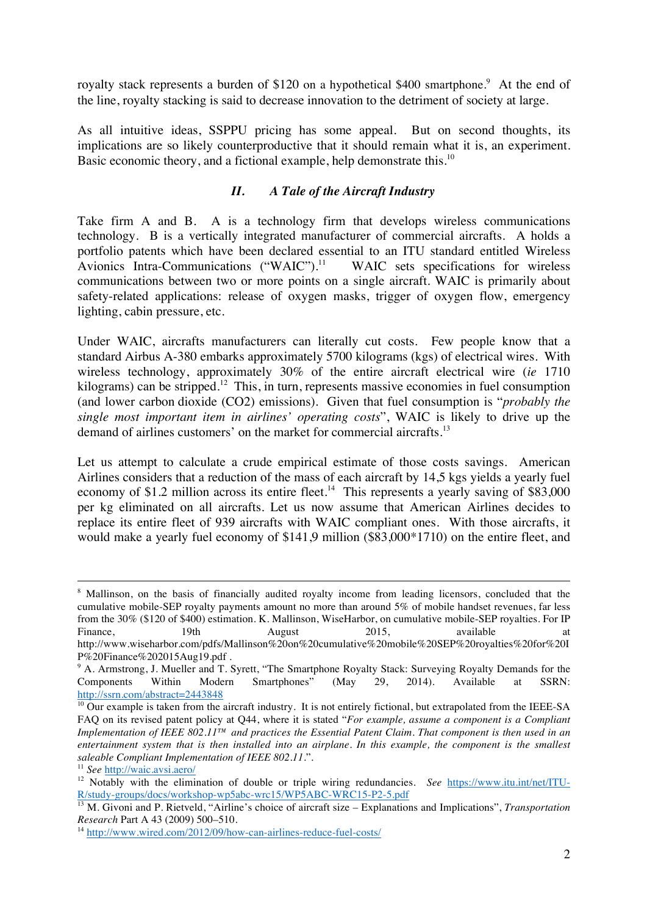royalty stack represents a burden of $120 on a hypothetical $400 smartphone.[9] At the end of the line, royalty stacking is said to decrease innovation to the detriment of society at large.

As all intuitive ideas, SSPPU pricing has some appeal. But on second thoughts, its implications are so likely counterproductive that it should remain what it is, an experiment. Basic economic theory, and a fictional example, help demonstrate this.[10]

## *II. A Tale of the Aircraft Industry*

Take firm A and B. A is a technology firm that develops wireless communications technology. B is a vertically integrated manufacturer of commercial aircrafts. A holds a portfolio patents which have been declared essential to an ITU standard entitled Wireless Avionics Intra-Communications ("WAIC").[11] WAIC sets specifications for wireless communications between two or more points on a single aircraft. WAIC is primarily about safety-related applications: release of oxygen masks, trigger of oxygen flow, emergency lighting, cabin pressure, etc.

Under WAIC, aircrafts manufacturers can literally cut costs. Few people know that a standard Airbus A-380 embarks approximately 5700 kilograms (kgs) of electrical wires. With wireless technology, approximately 30% of the entire aircraft electrical wire (*ie* 1710 kilograms) can be stripped.[12] This, in turn, represents massive economies in fuel consumption (and lower carbon dioxide ($CO_2$) emissions). Given that fuel consumption is "*probably the single most important item in airlines' operating costs*", WAIC is likely to drive up the demand of airlines customers' on the market for commercial aircrafts.[13]

Let us attempt to calculate a crude empirical estimate of those costs savings. American Airlines considers that a reduction of the mass of each aircraft by 14,5 kgs yields a yearly fuel economy of $1.2 million across its entire fleet.[14] This represents a yearly saving of $83,000 per kg eliminated on all aircrafts. Let us now assume that American Airlines decides to replace its entire fleet of 939 aircrafts with WAIC compliant ones. With those aircrafts, it would make a yearly fuel economy of $141,9 million ($83,000*1710) on the entire fleet, and

---

[8] Mallinson, on the basis of financially audited royalty income from leading licensors, concluded that the cumulative mobile-SEP royalty payments amount no more than around 5% of mobile handset revenues, far less from the 30% ($120 of $400) estimation. K. Mallinson, WiseHarbor, on cumulative mobile-SEP royalties. For IP Finance, 19th August 2015, available at http://www.wiseharbor.com/pdfs/Mallinson%20on%20cumulative%20mobile%20SEP%20royalties%20for%20IP%20Finance%202015Aug19.pdf .

[9] A. Armstrong, J. Mueller and T. Syrett, "The Smartphone Royalty Stack: Surveying Royalty Demands for the Components Within Modern Smartphones" (May 29, 2014). Available at SSRN: http://ssrn.com/abstract=2443848

[10] Our example is taken from the aircraft industry. It is not entirely fictional, but extrapolated from the IEEE-SA FAQ on its revised patent policy at Q44, where it is stated "*For example, assume a component is a Compliant Implementation of IEEE 802.11™ and practices the Essential Patent Claim. That component is then used in an entertainment system that is then installed into an airplane. In this example, the component is the smallest saleable Compliant Implementation of IEEE 802.11.*".

[11] *See* http://waic.avsi.aero/

[12] Notably with the elimination of double or triple wiring redundancies. *See* https://www.itu.int/net/ITU-R/study-groups/docs/workshop-wp5abc-wrc15/WP5ABC-WRC15-P2-5.pdf

[13] M. Givoni and P. Rietveld, "Airline's choice of aircraft size – Explanations and Implications", *Transportation Research* Part A 43 (2009) 500–510.

[14] http://www.wired.com/2012/09/how-can-airlines-reduce-fuel-costs/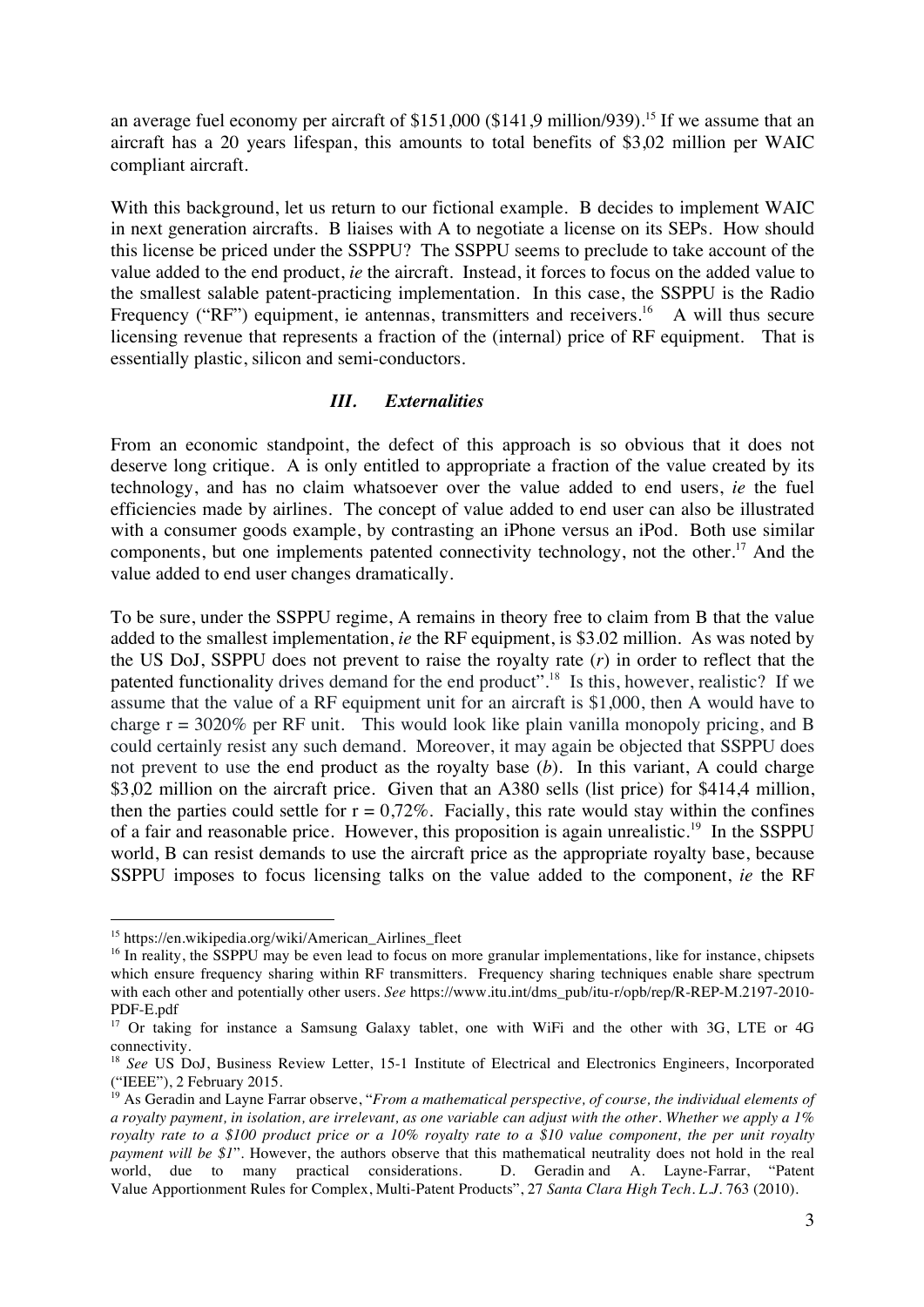an average fuel economy per aircraft of $151,000 ($141,9 million/939).[15] If we assume that an aircraft has a 20 years lifespan, this amounts to total benefits of $3,02 million per WAIC compliant aircraft.

With this background, let us return to our fictional example. B decides to implement WAIC in next generation aircrafts. B liaises with A to negotiate a license on its SEPs. How should this license be priced under the SSPPU? The SSPPU seems to preclude to take account of the value added to the end product, *ie* the aircraft. Instead, it forces to focus on the added value to the smallest salable patent-practicing implementation. In this case, the SSPPU is the Radio Frequency ("RF") equipment, ie antennas, transmitters and receivers.[16] A will thus secure licensing revenue that represents a fraction of the (internal) price of RF equipment. That is essentially plastic, silicon and semi-conductors.

### *III. Externalities*

From an economic standpoint, the defect of this approach is so obvious that it does not deserve long critique. A is only entitled to appropriate a fraction of the value created by its technology, and has no claim whatsoever over the value added to end users, *ie* the fuel efficiencies made by airlines. The concept of value added to end user can also be illustrated with a consumer goods example, by contrasting an iPhone versus an iPod. Both use similar components, but one implements patented connectivity technology, not the other.[17] And the value added to end user changes dramatically.

To be sure, under the SSPPU regime, A remains in theory free to claim from B that the value added to the smallest implementation, *ie* the RF equipment, is $3.02 million. As was noted by the US DoJ, SSPPU does not prevent to raise the royalty rate (*r*) in order to reflect that the patented functionality drives demand for the end product".[18] Is this, however, realistic? If we assume that the value of a RF equipment unit for an aircraft is $1,000, then A would have to charge r = 3020% per RF unit. This would look like plain vanilla monopoly pricing, and B could certainly resist any such demand. Moreover, it may again be objected that SSPPU does not prevent to use the end product as the royalty base (*b*). In this variant, A could charge $3,02 million on the aircraft price. Given that an A380 sells (list price) for $414,4 million, then the parties could settle for r = 0,72%. Facially, this rate would stay within the confines of a fair and reasonable price. However, this proposition is again unrealistic.[19] In the SSPPU world, B can resist demands to use the aircraft price as the appropriate royalty base, because SSPPU imposes to focus licensing talks on the value added to the component, *ie* the RF

---

[15] https://en.wikipedia.org/wiki/American_Airlines_fleet

[16] In reality, the SSPPU may be even lead to focus on more granular implementations, like for instance, chipsets which ensure frequency sharing within RF transmitters. Frequency sharing techniques enable share spectrum with each other and potentially other users. *See* https://www.itu.int/dms_pub/itu-r/opb/rep/R-REP-M.2197-2010-PDF-E.pdf

[17] Or taking for instance a Samsung Galaxy tablet, one with WiFi and the other with 3G, LTE or 4G connectivity.

[18] *See* US DoJ, Business Review Letter, 15-1 Institute of Electrical and Electronics Engineers, Incorporated ("IEEE"), 2 February 2015.

[19] As Geradin and Layne Farrar observe, "*From a mathematical perspective, of course, the individual elements of a royalty payment, in isolation, are irrelevant, as one variable can adjust with the other. Whether we apply a 1% royalty rate to a $100 product price or a 10% royalty rate to a $10 value component, the per unit royalty payment will be $1*". However, the authors observe that this mathematical neutrality does not hold in the real world, due to many practical considerations. D. Geradin and A. Layne-Farrar, "Patent Value Apportionment Rules for Complex, Multi-Patent Products", 27 *Santa Clara High Tech. L.J.* 763 (2010).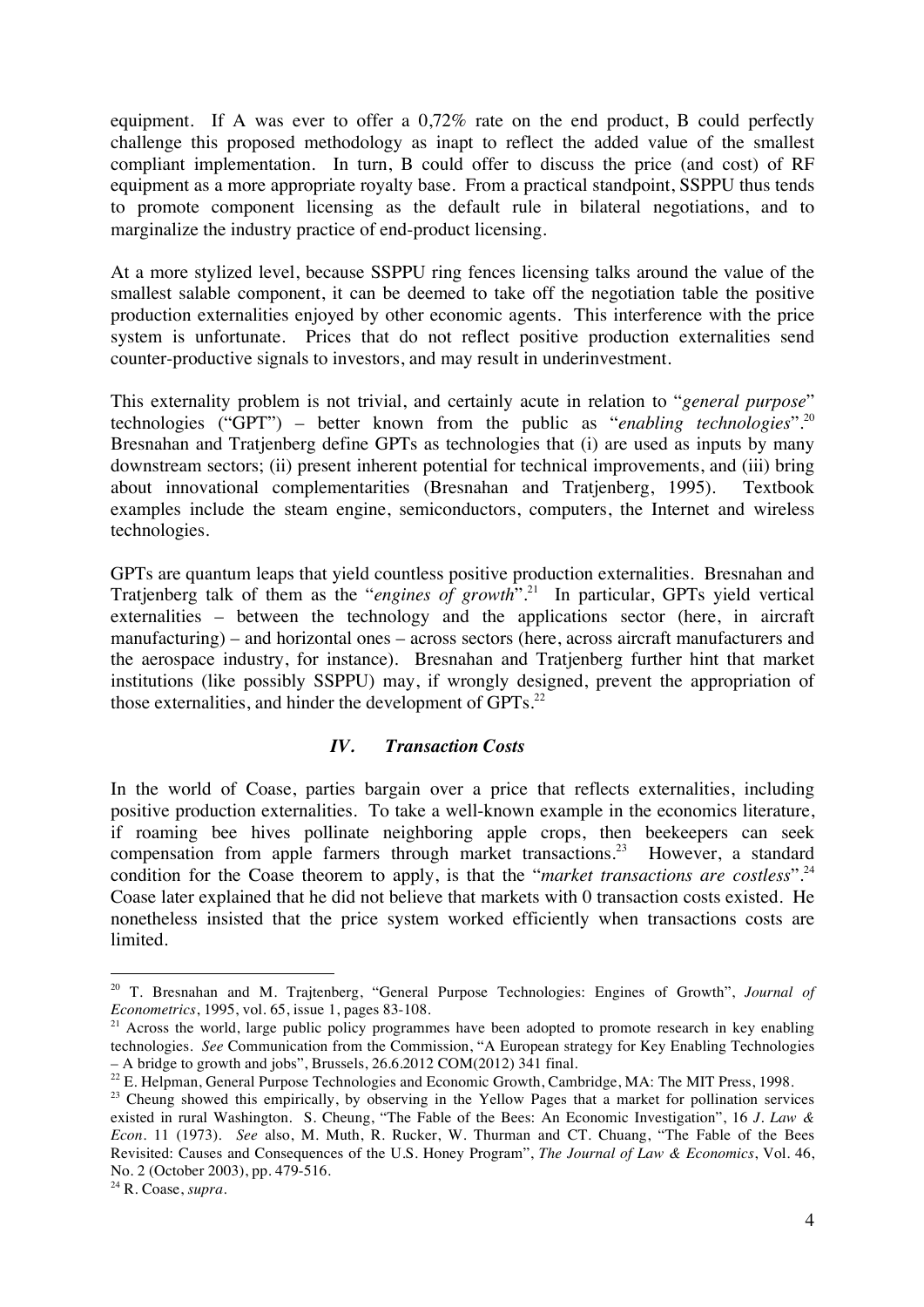equipment. If A was ever to offer a 0,72% rate on the end product, B could perfectly challenge this proposed methodology as inapt to reflect the added value of the smallest compliant implementation. In turn, B could offer to discuss the price (and cost) of RF equipment as a more appropriate royalty base. From a practical standpoint, SSPPU thus tends to promote component licensing as the default rule in bilateral negotiations, and to marginalize the industry practice of end-product licensing.

At a more stylized level, because SSPPU ring fences licensing talks around the value of the smallest salable component, it can be deemed to take off the negotiation table the positive production externalities enjoyed by other economic agents. This interference with the price system is unfortunate. Prices that do not reflect positive production externalities send counter-productive signals to investors, and may result in underinvestment.

This externality problem is not trivial, and certainly acute in relation to "*general purpose*" technologies ("GPT") – better known from the public as "*enabling technologies*".[20] Bresnahan and Tratjenberg define GPTs as technologies that (i) are used as inputs by many downstream sectors; (ii) present inherent potential for technical improvements, and (iii) bring about innovational complementarities (Bresnahan and Tratjenberg, 1995). Textbook examples include the steam engine, semiconductors, computers, the Internet and wireless technologies.

GPTs are quantum leaps that yield countless positive production externalities. Bresnahan and Tratjenberg talk of them as the "*engines of growth*".[21] In particular, GPTs yield vertical externalities – between the technology and the applications sector (here, in aircraft manufacturing) – and horizontal ones – across sectors (here, across aircraft manufacturers and the aerospace industry, for instance). Bresnahan and Tratjenberg further hint that market institutions (like possibly SSPPU) may, if wrongly designed, prevent the appropriation of those externalities, and hinder the development of GPTs.[22]

### *IV. Transaction Costs*

In the world of Coase, parties bargain over a price that reflects externalities, including positive production externalities. To take a well-known example in the economics literature, if roaming bee hives pollinate neighboring apple crops, then beekeepers can seek compensation from apple farmers through market transactions.[23] However, a standard condition for the Coase theorem to apply, is that the "*market transactions are costless*".[24] Coase later explained that he did not believe that markets with 0 transaction costs existed. He nonetheless insisted that the price system worked efficiently when transactions costs are limited.

---

[20] T. Bresnahan and M. Trajtenberg, "General Purpose Technologies: Engines of Growth", *Journal of Econometrics*, 1995, vol. 65, issue 1, pages 83-108.

[21] Across the world, large public policy programmes have been adopted to promote research in key enabling technologies. *See* Communication from the Commission, "A European strategy for Key Enabling Technologies – A bridge to growth and jobs", Brussels, 26.6.2012 COM(2012) 341 final.

[22] E. Helpman, General Purpose Technologies and Economic Growth, Cambridge, MA: The MIT Press, 1998.

[23] Cheung showed this empirically, by observing in the Yellow Pages that a market for pollination services existed in rural Washington. S. Cheung, "The Fable of the Bees: An Economic Investigation", 16 *J. Law & Econ*. 11 (1973). *See* also, M. Muth, R. Rucker, W. Thurman and CT. Chuang, "The Fable of the Bees Revisited: Causes and Consequences of the U.S. Honey Program", *The Journal of Law & Economics*, Vol. 46, No. 2 (October 2003), pp. 479-516.

[24] R. Coase, *supra*.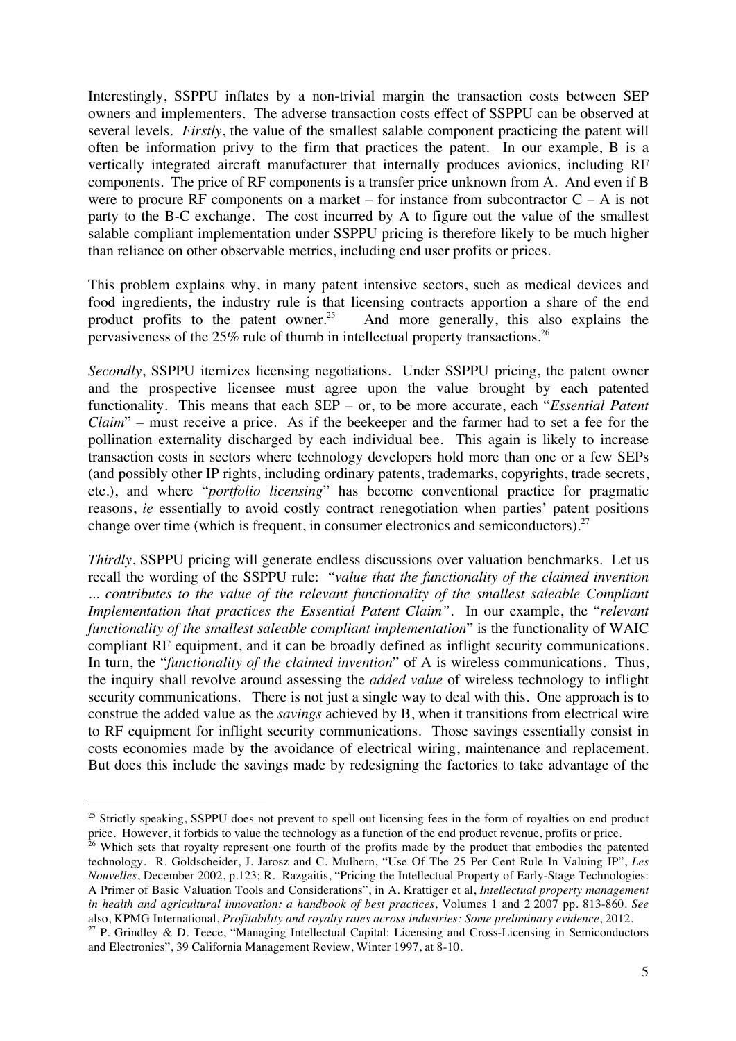Interestingly, SSPPU inflates by a non-trivial margin the transaction costs between SEP owners and implementers. The adverse transaction costs effect of SSPPU can be observed at several levels. *Firstly*, the value of the smallest salable component practicing the patent will often be information privy to the firm that practices the patent. In our example, B is a vertically integrated aircraft manufacturer that internally produces avionics, including RF components. The price of RF components is a transfer price unknown from A. And even if B were to procure RF components on a market – for instance from subcontractor C – A is not party to the B-C exchange. The cost incurred by A to figure out the value of the smallest salable compliant implementation under SSPPU pricing is therefore likely to be much higher than reliance on other observable metrics, including end user profits or prices.

This problem explains why, in many patent intensive sectors, such as medical devices and food ingredients, the industry rule is that licensing contracts apportion a share of the end product profits to the patent owner.[25] And more generally, this also explains the pervasiveness of the 25% rule of thumb in intellectual property transactions.[26]

*Secondly*, SSPPU itemizes licensing negotiations. Under SSPPU pricing, the patent owner and the prospective licensee must agree upon the value brought by each patented functionality. This means that each SEP – or, to be more accurate, each "*Essential Patent Claim*" – must receive a price. As if the beekeeper and the farmer had to set a fee for the pollination externality discharged by each individual bee. This again is likely to increase transaction costs in sectors where technology developers hold more than one or a few SEPs (and possibly other IP rights, including ordinary patents, trademarks, copyrights, trade secrets, etc.), and where "*portfolio licensing*" has become conventional practice for pragmatic reasons, *ie* essentially to avoid costly contract renegotiation when parties' patent positions change over time (which is frequent, in consumer electronics and semiconductors).[27]

*Thirdly*, SSPPU pricing will generate endless discussions over valuation benchmarks. Let us recall the wording of the SSPPU rule: "*value that the functionality of the claimed invention … contributes to the value of the relevant functionality of the smallest saleable Compliant Implementation that practices the Essential Patent Claim*". In our example, the "*relevant functionality of the smallest saleable compliant implementation*" is the functionality of WAIC compliant RF equipment, and it can be broadly defined as inflight security communications. In turn, the "*functionality of the claimed invention*" of A is wireless communications. Thus, the inquiry shall revolve around assessing the *added value* of wireless technology to inflight security communications. There is not just a single way to deal with this. One approach is to construe the added value as the *savings* achieved by B, when it transitions from electrical wire to RF equipment for inflight security communications. Those savings essentially consist in costs economies made by the avoidance of electrical wiring, maintenance and replacement. But does this include the savings made by redesigning the factories to take advantage of the

---

[25] Strictly speaking, SSPPU does not prevent to spell out licensing fees in the form of royalties on end product price. However, it forbids to value the technology as a function of the end product revenue, profits or price.

[26] Which sets that royalty represent one fourth of the profits made by the product that embodies the patented technology. R. Goldscheider, J. Jarosz and C. Mulhern, "Use Of The 25 Per Cent Rule In Valuing IP", *Les Nouvelles*, December 2002, p.123; R. Razgaitis, "Pricing the Intellectual Property of Early-Stage Technologies: A Primer of Basic Valuation Tools and Considerations", in A. Krattiger et al, *Intellectual property management in health and agricultural innovation: a handbook of best practices*, Volumes 1 and 2 2007 pp. 813-860. *See* also, KPMG International, *Profitability and royalty rates across industries: Some preliminary evidence*, 2012.

[27] P. Grindley & D. Teece, "Managing Intellectual Capital: Licensing and Cross-Licensing in Semiconductors and Electronics", 39 California Management Review, Winter 1997, at 8-10.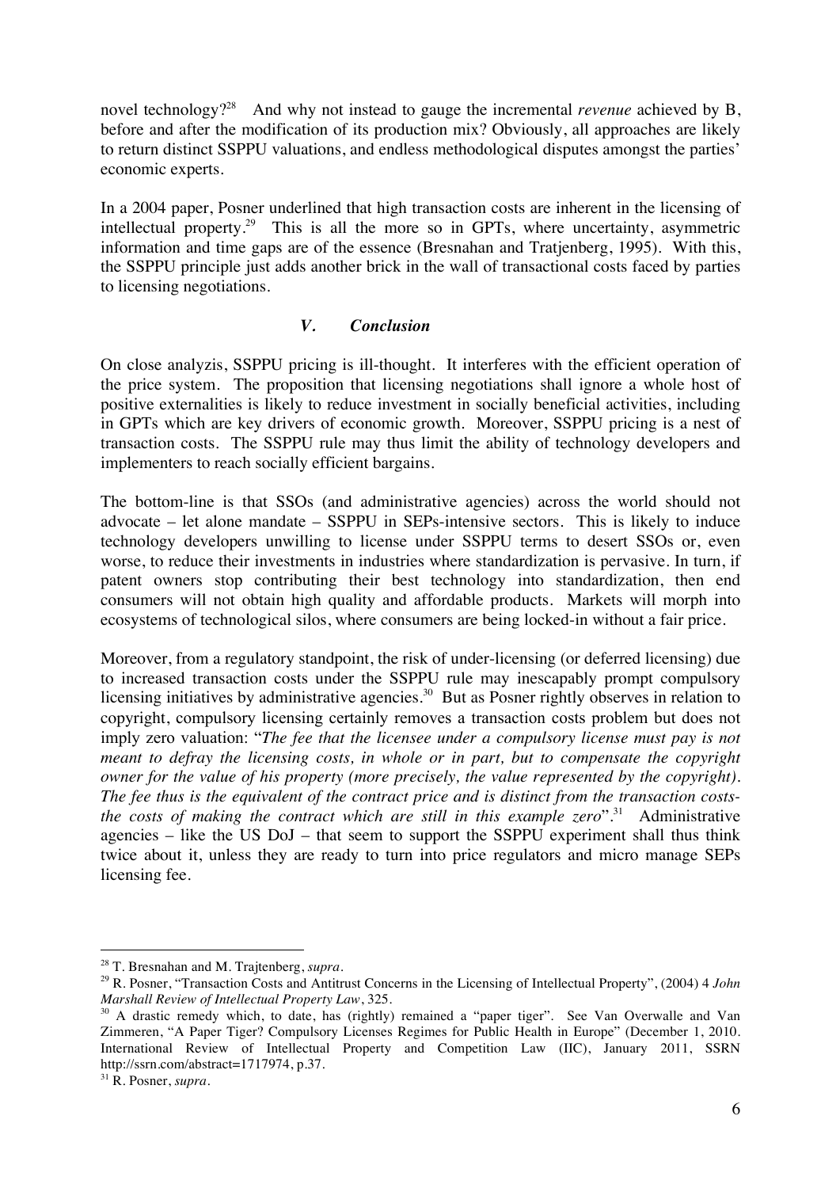novel technology?[28] And why not instead to gauge the incremental *revenue* achieved by B, before and after the modification of its production mix? Obviously, all approaches are likely to return distinct SSPPU valuations, and endless methodological disputes amongst the parties' economic experts.

In a 2004 paper, Posner underlined that high transaction costs are inherent in the licensing of intellectual property.[29] This is all the more so in GPTs, where uncertainty, asymmetric information and time gaps are of the essence (Bresnahan and Tratjenberg, 1995). With this, the SSPPU principle just adds another brick in the wall of transactional costs faced by parties to licensing negotiations.

## *V. Conclusion*

On close analyzis, SSPPU pricing is ill-thought. It interferes with the efficient operation of the price system. The proposition that licensing negotiations shall ignore a whole host of positive externalities is likely to reduce investment in socially beneficial activities, including in GPTs which are key drivers of economic growth. Moreover, SSPPU pricing is a nest of transaction costs. The SSPPU rule may thus limit the ability of technology developers and implementers to reach socially efficient bargains.

The bottom-line is that SSOs (and administrative agencies) across the world should not advocate – let alone mandate – SSPPU in SEPs-intensive sectors. This is likely to induce technology developers unwilling to license under SSPPU terms to desert SSOs or, even worse, to reduce their investments in industries where standardization is pervasive. In turn, if patent owners stop contributing their best technology into standardization, then end consumers will not obtain high quality and affordable products. Markets will morph into ecosystems of technological silos, where consumers are being locked-in without a fair price.

Moreover, from a regulatory standpoint, the risk of under-licensing (or deferred licensing) due to increased transaction costs under the SSPPU rule may inescapably prompt compulsory licensing initiatives by administrative agencies.[30] But as Posner rightly observes in relation to copyright, compulsory licensing certainly removes a transaction costs problem but does not imply zero valuation: "*The fee that the licensee under a compulsory license must pay is not meant to defray the licensing costs, in whole or in part, but to compensate the copyright owner for the value of his property (more precisely, the value represented by the copyright). The fee thus is the equivalent of the contract price and is distinct from the transaction costs- the costs of making the contract which are still in this example zero*".[31] Administrative agencies – like the US DoJ – that seem to support the SSPPU experiment shall thus think twice about it, unless they are ready to turn into price regulators and micro manage SEPs licensing fee.

---

[28] T. Bresnahan and M. Trajtenberg, *supra*.

[29] R. Posner, "Transaction Costs and Antitrust Concerns in the Licensing of Intellectual Property", (2004) 4 *John Marshall Review of Intellectual Property Law*, 325.

[30] A drastic remedy which, to date, has (rightly) remained a "paper tiger". See Van Overwalle and Van Zimmeren, "A Paper Tiger? Compulsory Licenses Regimes for Public Health in Europe" (December 1, 2010. International Review of Intellectual Property and Competition Law (IIC), January 2011, SSRN http://ssrn.com/abstract=1717974, p.37.

[31] R. Posner, *supra*.